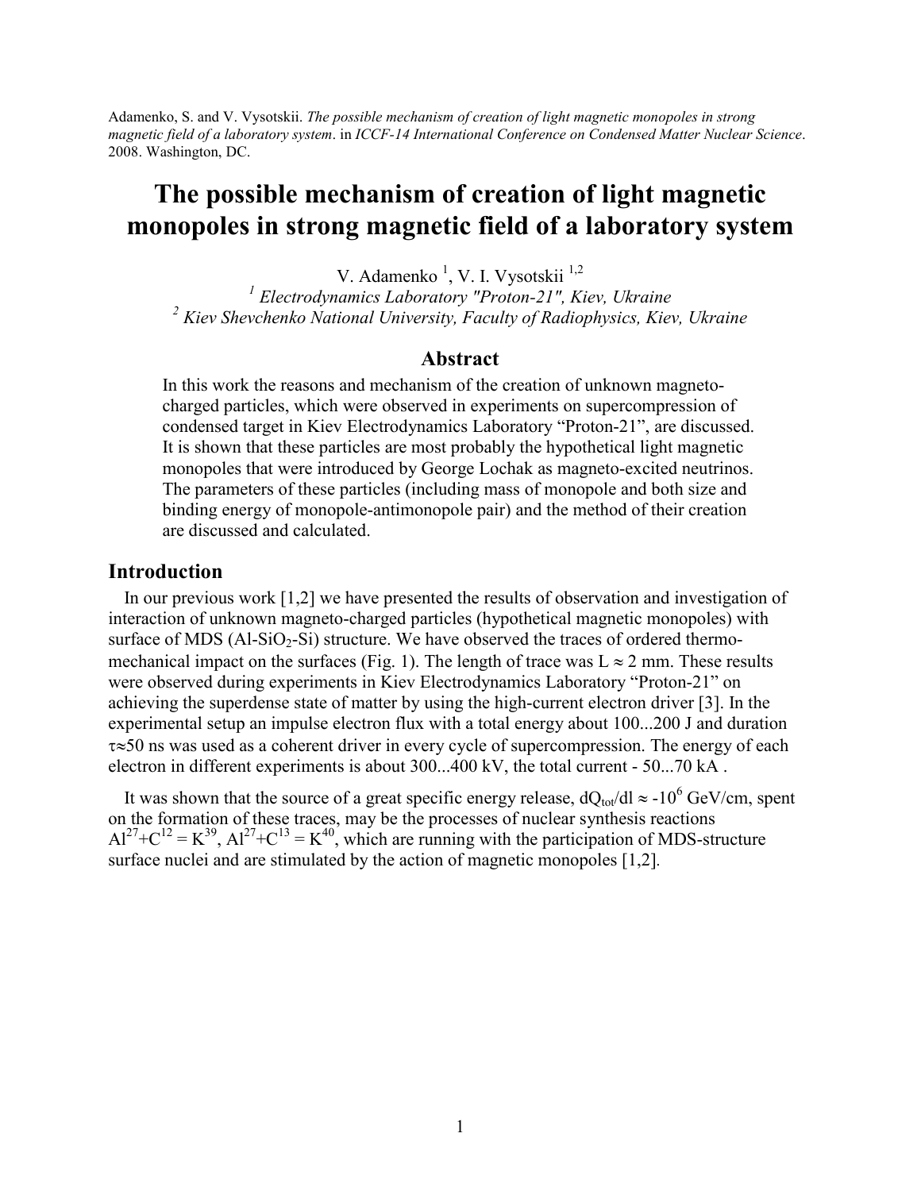Adamenko, S. and V. Vysotskii. *The possible mechanism of creation of light magnetic monopoles in strong magnetic field of a laboratory system*. in *ICCF-14 International Conference on Condensed Matter Nuclear Science*. 2008. Washington, DC.

# The possible mechanism of creation of light magnetic monopoles in strong magnetic field of a laboratory system

V. Adamenko [1], V. I. Vysotskii [1,2]

[1] *Electrodynamics Laboratory "Proton-21", Kiev, Ukraine*
[2] *Kiev Shevchenko National University, Faculty of Radiophysics, Kiev, Ukraine*

## Abstract

In this work the reasons and mechanism of the creation of unknown magneto-charged particles, which were observed in experiments on supercompression of condensed target in Kiev Electrodynamics Laboratory "Proton-21", are discussed. It is shown that these particles are most probably the hypothetical light magnetic monopoles that were introduced by George Lochak as magneto-excited neutrinos. The parameters of these particles (including mass of monopole and both size and binding energy of monopole-antimonopole pair) and the method of their creation are discussed and calculated.

## Introduction

In our previous work [1,2] we have presented the results of observation and investigation of interaction of unknown magneto-charged particles (hypothetical magnetic monopoles) with surface of MDS ($Al$-$SiO_2$-$Si$) structure. We have observed the traces of ordered thermo-mechanical impact on the surfaces (Fig. 1). The length of trace was $L \approx 2$ mm. These results were observed during experiments in Kiev Electrodynamics Laboratory "Proton-21" on achieving the superdense state of matter by using the high-current electron driver [3]. In the experimental setup an impulse electron flux with a total energy about 100...200 J and duration $\tau \approx 50$ ns was used as a coherent driver in every cycle of supercompression. The energy of each electron in different experiments is about 300...400 kV, the total current - 50...70 kA .

It was shown that the source of a great specific energy release, $dQ_{tot}/dl \approx -10^6$ GeV/cm, spent on the formation of these traces, may be the processes of nuclear synthesis reactions $Al^{27}+C^{12} = K^{39}$, $Al^{27}+C^{13} = K^{40}$, which are running with the participation of MDS-structure surface nuclei and are stimulated by the action of magnetic monopoles [1,2].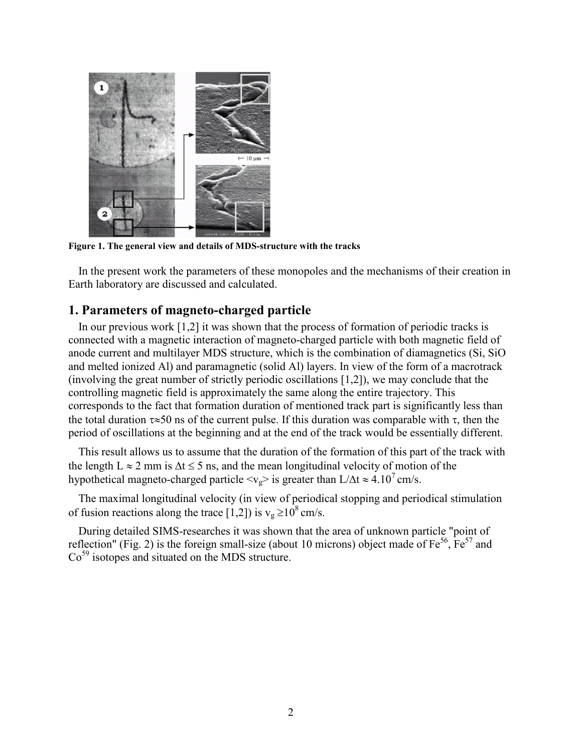Figure 1. The general view and details of MDS-structure with the tracks

In the present work the parameters of these monopoles and the mechanisms of their creation in Earth laboratory are discussed and calculated.

## 1. Parameters of magneto-charged particle

In our previous work [1,2] it was shown that the process of formation of periodic tracks is connected with a magnetic interaction of magneto-charged particle with both magnetic field of anode current and multilayer MDS structure, which is the combination of diamagnetics (Si, SiO and melted ionized Al) and paramagnetic (solid Al) layers. In view of the form of a macrotrack (involving the great number of strictly periodic oscillations [1,2]), we may conclude that the controlling magnetic field is approximately the same along the entire trajectory. This corresponds to the fact that formation duration of mentioned track part is significantly less than the total duration $\tau \approx 50$ ns of the current pulse. If this duration was comparable with $\tau$, then the period of oscillations at the beginning and at the end of the track would be essentially different.

This result allows us to assume that the duration of the formation of this part of the track with the length $L \approx 2$ mm is $\Delta t \leq 5$ ns, and the mean longitudinal velocity of motion of the hypothetical magneto-charged particle $\langle v_g \rangle$ is greater than $L/\Delta t \approx 4.10^7$ cm/s.

The maximal longitudinal velocity (in view of periodical stopping and periodical stimulation of fusion reactions along the trace [1,2]) is $v_g \geq 10^8$ cm/s.

During detailed SIMS-researches it was shown that the area of unknown particle "point of reflection" (Fig. 2) is the foreign small-size (about 10 microns) object made of $Fe^{56}$, $Fe^{57}$ and $Co^{59}$ isotopes and situated on the MDS structure.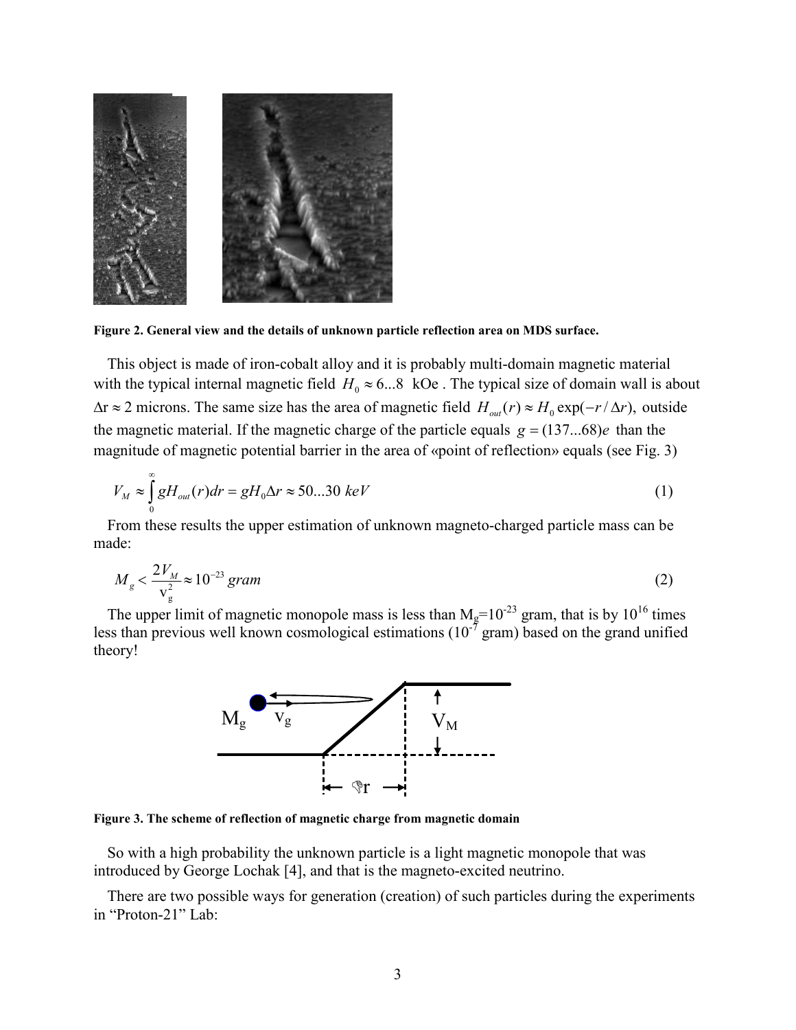**Figure 2. General view and the details of unknown particle reflection area on MDS surface.**

This object is made of iron-cobalt alloy and it is probably multi-domain magnetic material with the typical internal magnetic field $H_0 \approx 6...8$ kOe . The typical size of domain wall is about $\Delta r \approx 2$ microns. The same size has the area of magnetic field $H_{out}(r) \approx H_0 \exp(-r/\Delta r),$ outside the magnetic material. If the magnetic charge of the particle equals $g = (137...68)e$ than the magnitude of magnetic potential barrier in the area of «point of reflection» equals (see Fig. 3)

$$V_M \approx \int_0^\infty gH_{out}(r)dr = gH_0\Delta r \approx 50...30 \ keV \tag{1}$$

From these results the upper estimation of unknown magneto-charged particle mass can be made:

$$M_g < \frac{2V_M}{v_g^2} \approx 10^{-23} \ gram \tag{2}$$

The upper limit of magnetic monopole mass is less than $M_g$=$10^{-23}$ gram, that is by $10^{16}$ times less than previous well known cosmological estimations ($10^{-7}$ gram) based on the grand unified theory!

**Figure 3. The scheme of reflection of magnetic charge from magnetic domain**

So with a high probability the unknown particle is a light magnetic monopole that was introduced by George Lochak [4], and that is the magneto-excited neutrino.

There are two possible ways for generation (creation) of such particles during the experiments in "Proton-21" Lab: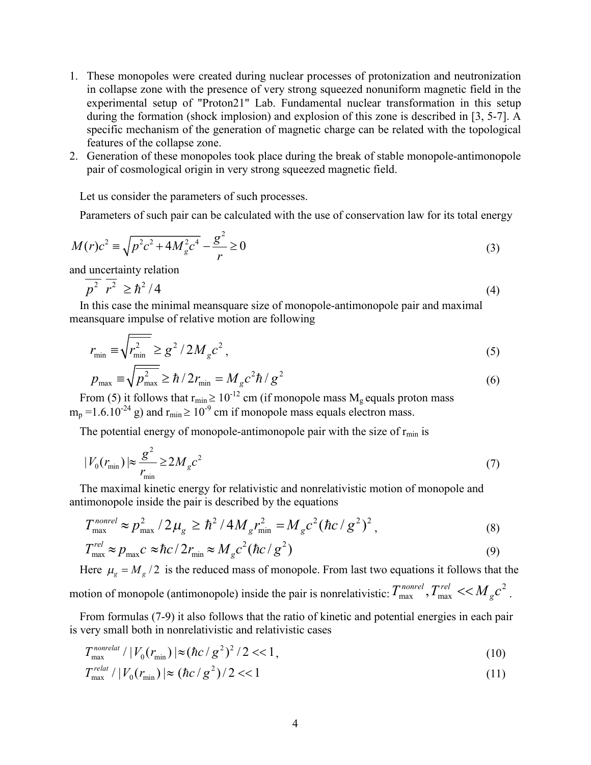1. These monopoles were created during nuclear processes of protonization and neutronization in collapse zone with the presence of very strong squeezed nonuniform magnetic field in the experimental setup of "Proton21" Lab. Fundamental nuclear transformation in this setup during the formation (shock implosion) and explosion of this zone is described in [3, 5-7]. A specific mechanism of the generation of magnetic charge can be related with the topological features of the collapse zone.
2. Generation of these monopoles took place during the break of stable monopole-antimonopole pair of cosmological origin in very strong squeezed magnetic field.

Let us consider the parameters of such processes.

Parameters of such pair can be calculated with the use of conservation law for its total energy

$$M(r)c^2 \equiv \sqrt{p^2c^2 + 4M_g^2c^4} - \frac{g^2}{r} \geq 0 \tag{3}$$

and uncertainty relation

$$\overline{p^2}\ \overline{r^2} \geq \hbar^2/4 \tag{4}$$

In this case the minimal meansquare size of monopole-antimonopole pair and maximal meansquare impulse of relative motion are following

$$r_{\min} \equiv \sqrt{\overline{r_{\min}^2}} \geq g^2/2M_gc^2\,, \tag{5}$$

$$p_{\max} \equiv \sqrt{\overline{p_{\max}^2}} \geq \hbar/2r_{\min} = M_gc^2\hbar/g^2 \tag{6}$$

From (5) it follows that $r_{\min} \geq 10^{-12}$ cm (if monopole mass $M_g$ equals proton mass $m_p = 1.6.10^{-24}$ g) and $r_{\min} \geq 10^{-9}$ cm if monopole mass equals electron mass.

The potential energy of monopole-antimonopole pair with the size of $r_{\min}$ is

$$|V_0(r_{\min})| \approx \frac{g^2}{r_{\min}} \geq 2M_gc^2 \tag{7}$$

The maximal kinetic energy for relativistic and nonrelativistic motion of monopole and antimonopole inside the pair is described by the equations

$$T_{\max}^{nonrel} \approx p_{\max}^2/2\mu_g \geq \hbar^2/4M_gr_{\min}^2 = M_gc^2(\hbar c/g^2)^2\,, \tag{8}$$

$$T_{\max}^{rel} \approx p_{\max}c \approx \hbar c/2r_{\min} \approx M_gc^2(\hbar c/g^2) \tag{9}$$

Here $\mu_g = M_g/2$ is the reduced mass of monopole. From last two equations it follows that the motion of monopole (antimonopole) inside the pair is nonrelativistic: $T_{\max}^{nonrel}, T_{\max}^{rel} << M_gc^2$.

From formulas (7-9) it also follows that the ratio of kinetic and potential energies in each pair is very small both in nonrelativistic and relativistic cases

$$T_{\max}^{nonrelat}/|V_0(r_{\min})| \approx (\hbar c/g^2)^2/2 << 1\,, \tag{10}$$

$$T_{\max}^{relat}/|V_0(r_{\min})| \approx (\hbar c/g^2)/2 << 1 \tag{11}$$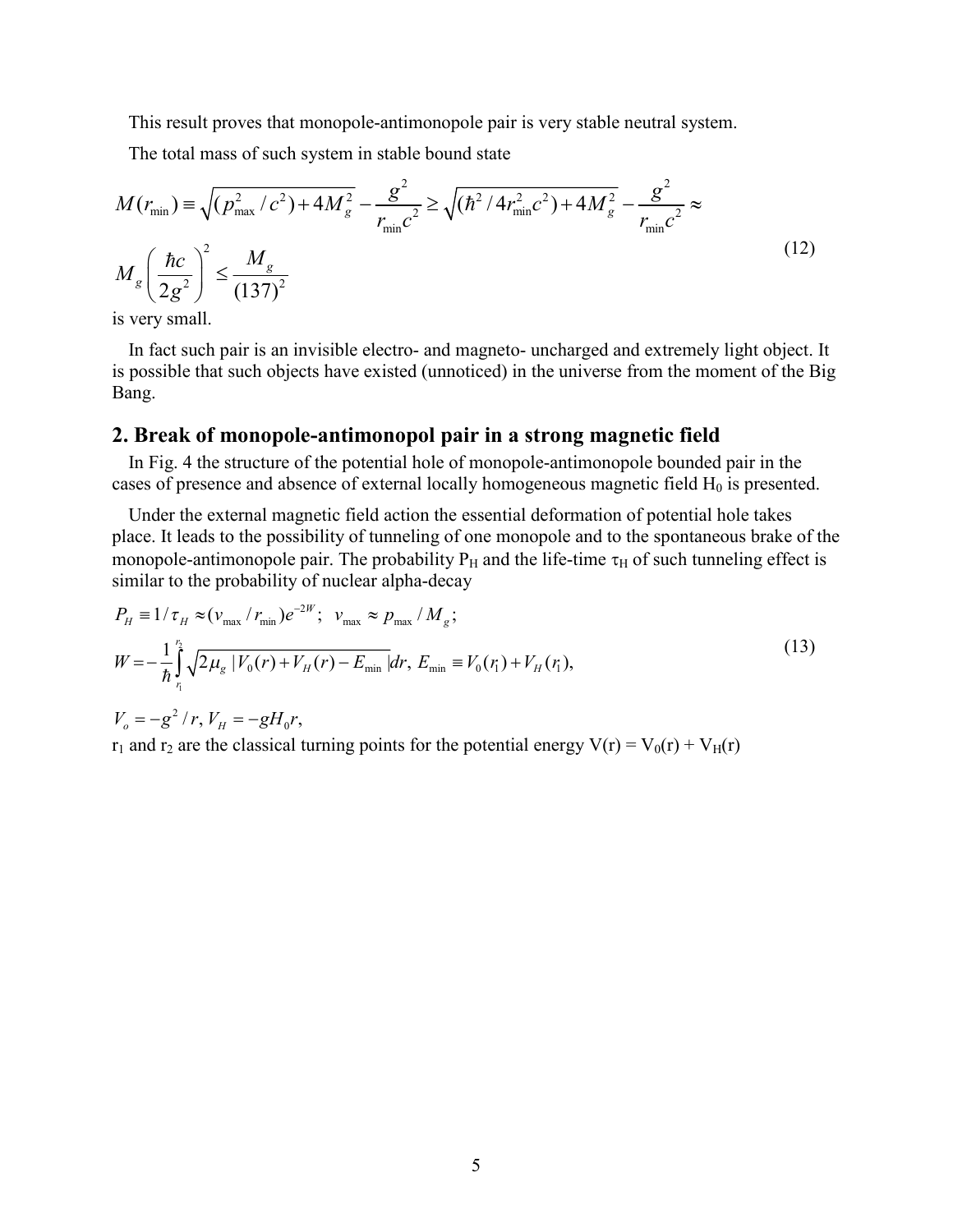This result proves that monopole-antimonopole pair is very stable neutral system.

The total mass of such system in stable bound state

$$
\begin{aligned}
M(r_{\min}) &\equiv \sqrt{(p_{\max}^2/c^2)+4M_g^2} - \frac{g^2}{r_{\min}c^2} \geq \sqrt{(\hbar^2/4r_{\min}^2c^2)+4M_g^2} - \frac{g^2}{r_{\min}c^2} \approx \\
& M_g\left(\frac{\hbar c}{2g^2}\right)^2 \leq \frac{M_g}{(137)^2}
\end{aligned}
\tag{12}
$$

is very small.

In fact such pair is an invisible electro- and magneto- uncharged and extremely light object. It is possible that such objects have existed (unnoticed) in the universe from the moment of the Big Bang.

## 2. Break of monopole-antimonopol pair in a strong magnetic field

In Fig. 4 the structure of the potential hole of monopole-antimonopole bounded pair in the cases of presence and absence of external locally homogeneous magnetic field $H_0$ is presented.

Under the external magnetic field action the essential deformation of potential hole takes place. It leads to the possibility of tunneling of one monopole and to the spontaneous brake of the monopole-antimonopole pair. The probability $P_H$ and the life-time $\tau_H$ of such tunneling effect is similar to the probability of nuclear alpha-decay

$$
\begin{aligned}
& P_H \equiv 1/\tau_H \approx (v_{\max}/r_{\min})e^{-2W}; \;\; v_{\max} \approx p_{\max}/M_g; \\
& W = -\frac{1}{\hbar}\int_{r_1}^{r_2} \sqrt{2\mu_g\,|V_0(r)+V_H(r)-E_{\min}|}\,dr, \; E_{\min} \equiv V_0(r_1)+V_H(r_1),
\end{aligned}
\tag{13}
$$

$V_o = -g^2/r, V_H = -gH_0 r,$

$r_1$ and $r_2$ are the classical turning points for the potential energy $V(r) = V_0(r) + V_H(r)$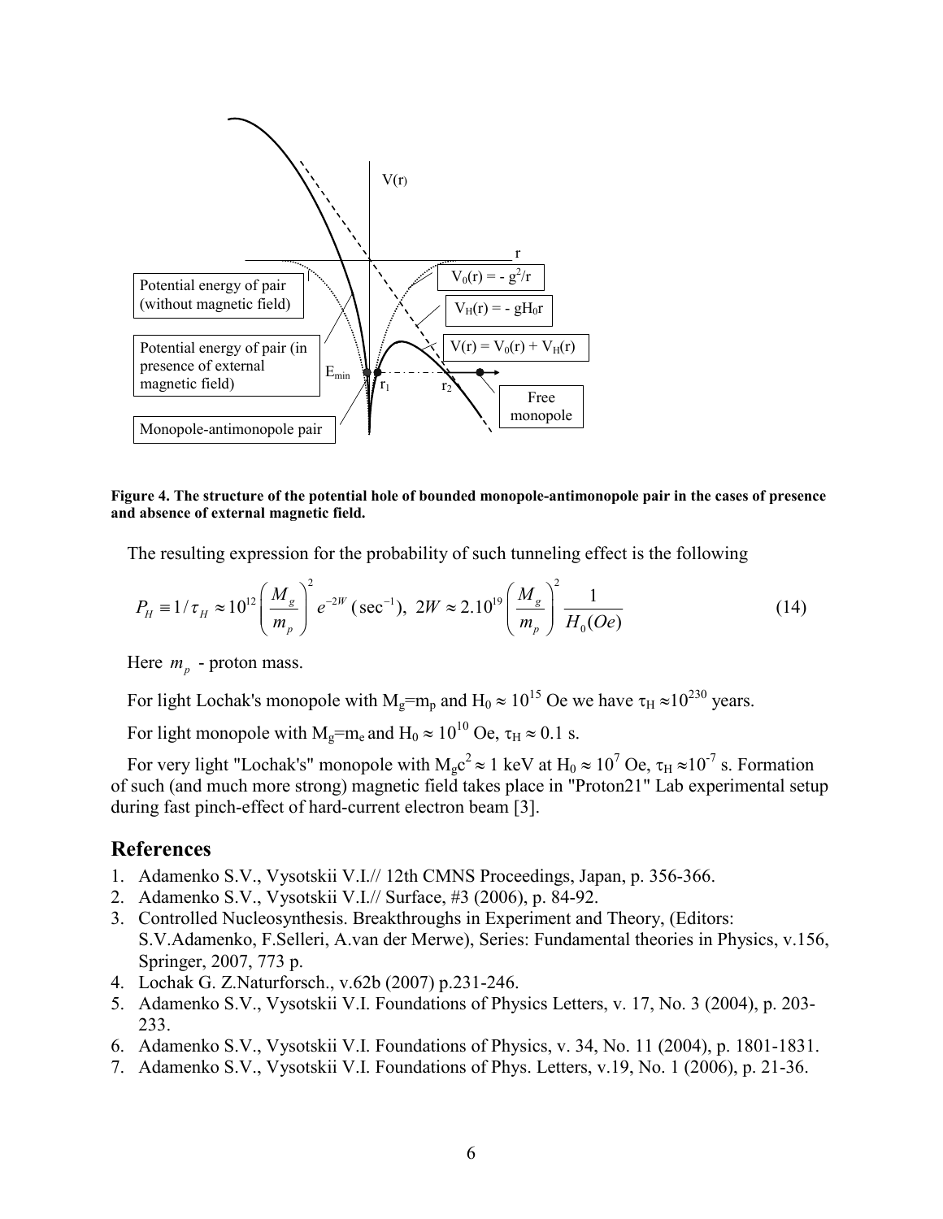V(r)

r

Potential energy of pair (without magnetic field)

$V_0(r) = - g^2/r$

$V_H(r) = - gH_0r$

Potential energy of pair (in presence of external magnetic field)

$V(r) = V_0(r) + V_H(r)$

$E_{min}$

$r_1$

$r_2$

Free monopole

Monopole-antimonopole pair

**Figure 4. The structure of the potential hole of bounded monopole-antimonopole pair in the cases of presence and absence of external magnetic field.**

The resulting expression for the probability of such tunneling effect is the following

$$P_H \equiv 1/\tau_H \approx 10^{12} \left( \frac{M_g}{m_p} \right)^2 e^{-2W} \, (\sec^{-1}), \;\; 2W \approx 2.10^{19} \left( \frac{M_g}{m_p} \right)^2 \frac{1}{H_0(Oe)} \tag{14}$$

Here $m_p$ - proton mass.

For light Lochak's monopole with $M_g=m_p$ and $H_0 \approx 10^{15}$ Oe we have $\tau_H \approx 10^{230}$ years.

For light monopole with $M_g=m_e$ and $H_0 \approx 10^{10}$ Oe, $\tau_H \approx 0.1$ s.

For very light "Lochak's" monopole with $M_g c^2 \approx 1$ keV at $H_0 \approx 10^7$ Oe, $\tau_H \approx 10^{-7}$ s. Formation of such (and much more strong) magnetic field takes place in "Proton21" Lab experimental setup during fast pinch-effect of hard-current electron beam [3].

## References

1. Adamenko S.V., Vysotskii V.I.// 12th CMNS Proceedings, Japan, p. 356-366.
2. Adamenko S.V., Vysotskii V.I.// Surface, #3 (2006), p. 84-92.
3. Controlled Nucleosynthesis. Breakthroughs in Experiment and Theory, (Editors: S.V.Adamenko, F.Selleri, A.van der Merwe), Series: Fundamental theories in Physics, v.156, Springer, 2007, 773 p.
4. Lochak G. Z.Naturforsch., v.62b (2007) p.231-246.
5. Adamenko S.V., Vysotskii V.I. Foundations of Physics Letters, v. 17, No. 3 (2004), p. 203-233.
6. Adamenko S.V., Vysotskii V.I. Foundations of Physics, v. 34, No. 11 (2004), p. 1801-1831.
7. Adamenko S.V., Vysotskii V.I. Foundations of Phys. Letters, v.19, No. 1 (2006), p. 21-36.